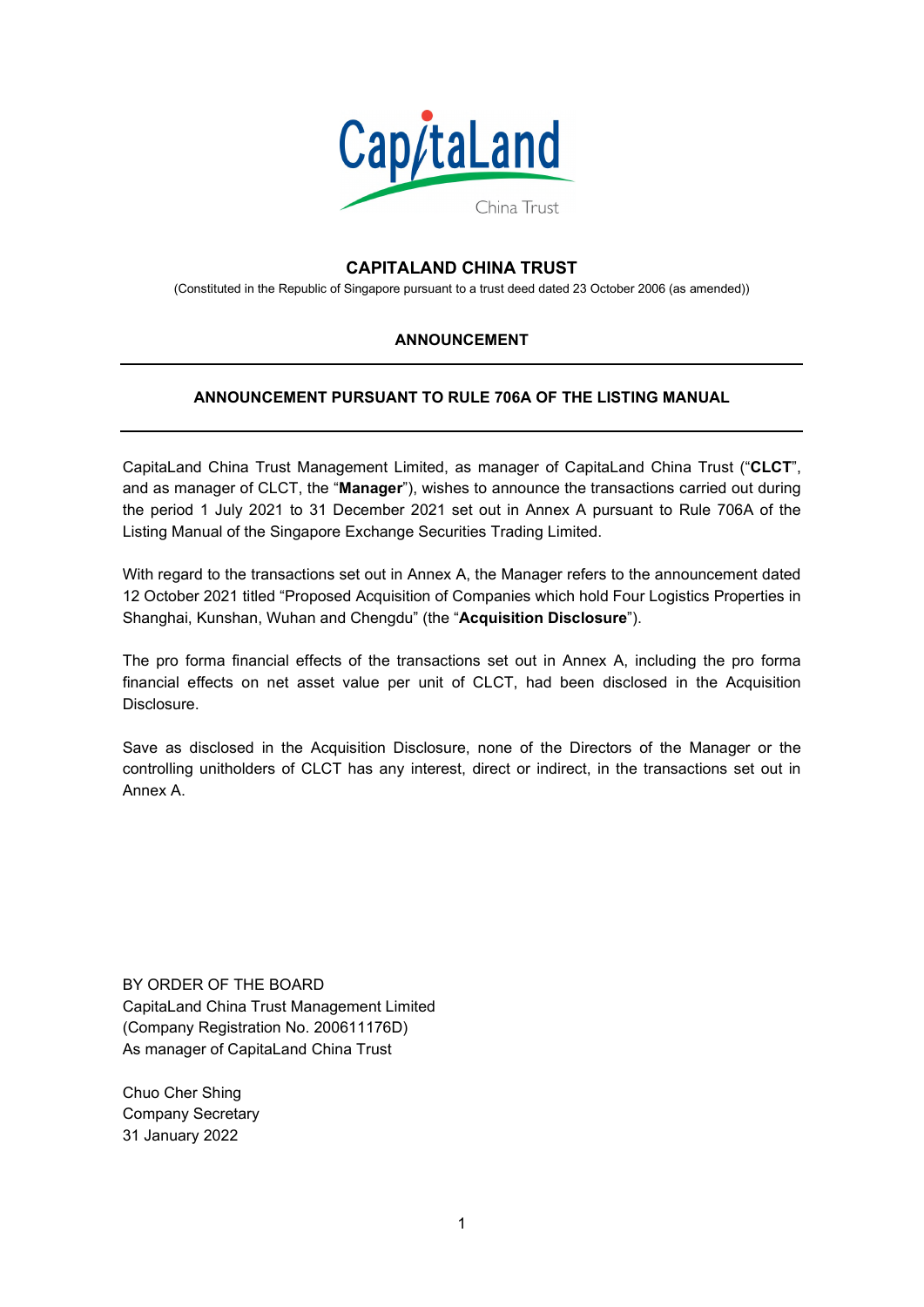# CAPITALAND CHINA TRUST

(Constituted in the Republic of Singapore pursuant to a trust deed dated 23 October 2006 (as amended))

## ANNOUNCEMENT

### ANNOUNCEMENT PURSUANT TO RULE 706A OF THE LISTING MANUAL

CapitaLand China Trust Management Limited, as manager of CapitaLand China Trust ("**CLCT**", and as manager of CLCT, the "**Manager**"), wishes to announce the transactions carried out during the period 1 July 2021 to 31 December 2021 set out in Annex A pursuant to Rule 706A of the Listing Manual of the Singapore Exchange Securities Trading Limited.

With regard to the transactions set out in Annex A, the Manager refers to the announcement dated 12 October 2021 titled "Proposed Acquisition of Companies which hold Four Logistics Properties in Shanghai, Kunshan, Wuhan and Chengdu" (the "**Acquisition Disclosure**").

The pro forma financial effects of the transactions set out in Annex A, including the pro forma financial effects on net asset value per unit of CLCT, had been disclosed in the Acquisition Disclosure.

Save as disclosed in the Acquisition Disclosure, none of the Directors of the Manager or the controlling unitholders of CLCT has any interest, direct or indirect, in the transactions set out in Annex A.

BY ORDER OF THE BOARD
CapitaLand China Trust Management Limited
(Company Registration No. 200611176D)
As manager of CapitaLand China Trust

Chuo Cher Shing
Company Secretary
31 January 2022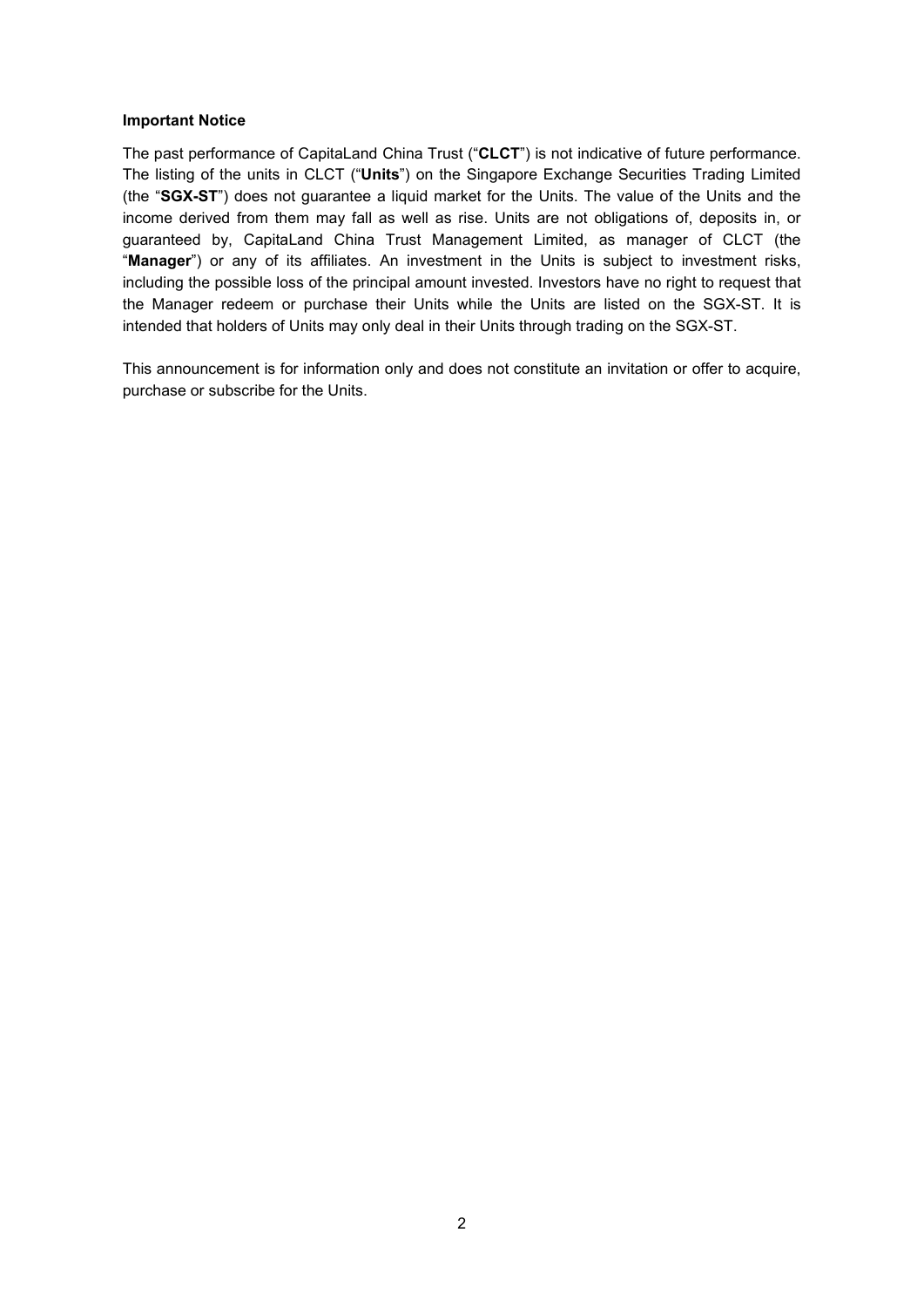**Important Notice**

The past performance of CapitaLand China Trust ("**CLCT**") is not indicative of future performance. The listing of the units in CLCT ("**Units**") on the Singapore Exchange Securities Trading Limited (the "**SGX-ST**") does not guarantee a liquid market for the Units. The value of the Units and the income derived from them may fall as well as rise. Units are not obligations of, deposits in, or guaranteed by, CapitaLand China Trust Management Limited, as manager of CLCT (the "**Manager**") or any of its affiliates. An investment in the Units is subject to investment risks, including the possible loss of the principal amount invested. Investors have no right to request that the Manager redeem or purchase their Units while the Units are listed on the SGX-ST. It is intended that holders of Units may only deal in their Units through trading on the SGX-ST.

This announcement is for information only and does not constitute an invitation or offer to acquire, purchase or subscribe for the Units.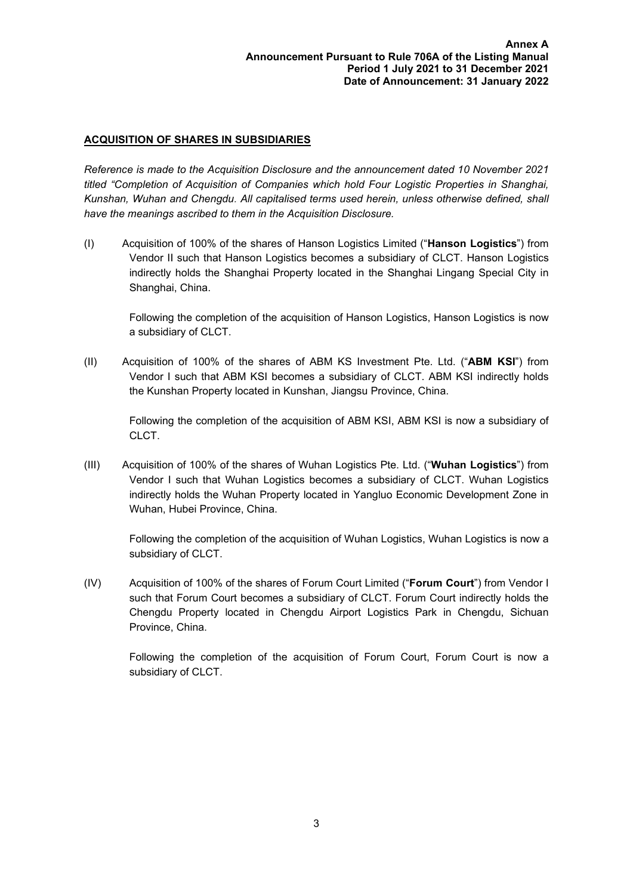**Annex A**
**Announcement Pursuant to Rule 706A of the Listing Manual**
**Period 1 July 2021 to 31 December 2021**
**Date of Announcement: 31 January 2022**

## ACQUISITION OF SHARES IN SUBSIDIARIES

*Reference is made to the Acquisition Disclosure and the announcement dated 10 November 2021 titled "Completion of Acquisition of Companies which hold Four Logistic Properties in Shanghai, Kunshan, Wuhan and Chengdu. All capitalised terms used herein, unless otherwise defined, shall have the meanings ascribed to them in the Acquisition Disclosure.*

(I) Acquisition of 100% of the shares of Hanson Logistics Limited ("**Hanson Logistics**") from Vendor II such that Hanson Logistics becomes a subsidiary of CLCT. Hanson Logistics indirectly holds the Shanghai Property located in the Shanghai Lingang Special City in Shanghai, China.

Following the completion of the acquisition of Hanson Logistics, Hanson Logistics is now a subsidiary of CLCT.

(II) Acquisition of 100% of the shares of ABM KS Investment Pte. Ltd. ("**ABM KSI**") from Vendor I such that ABM KSI becomes a subsidiary of CLCT. ABM KSI indirectly holds the Kunshan Property located in Kunshan, Jiangsu Province, China.

Following the completion of the acquisition of ABM KSI, ABM KSI is now a subsidiary of CLCT.

(III) Acquisition of 100% of the shares of Wuhan Logistics Pte. Ltd. ("**Wuhan Logistics**") from Vendor I such that Wuhan Logistics becomes a subsidiary of CLCT. Wuhan Logistics indirectly holds the Wuhan Property located in Yangluo Economic Development Zone in Wuhan, Hubei Province, China.

Following the completion of the acquisition of Wuhan Logistics, Wuhan Logistics is now a subsidiary of CLCT.

(IV) Acquisition of 100% of the shares of Forum Court Limited ("**Forum Court**") from Vendor I such that Forum Court becomes a subsidiary of CLCT. Forum Court indirectly holds the Chengdu Property located in Chengdu Airport Logistics Park in Chengdu, Sichuan Province, China.

Following the completion of the acquisition of Forum Court, Forum Court is now a subsidiary of CLCT.